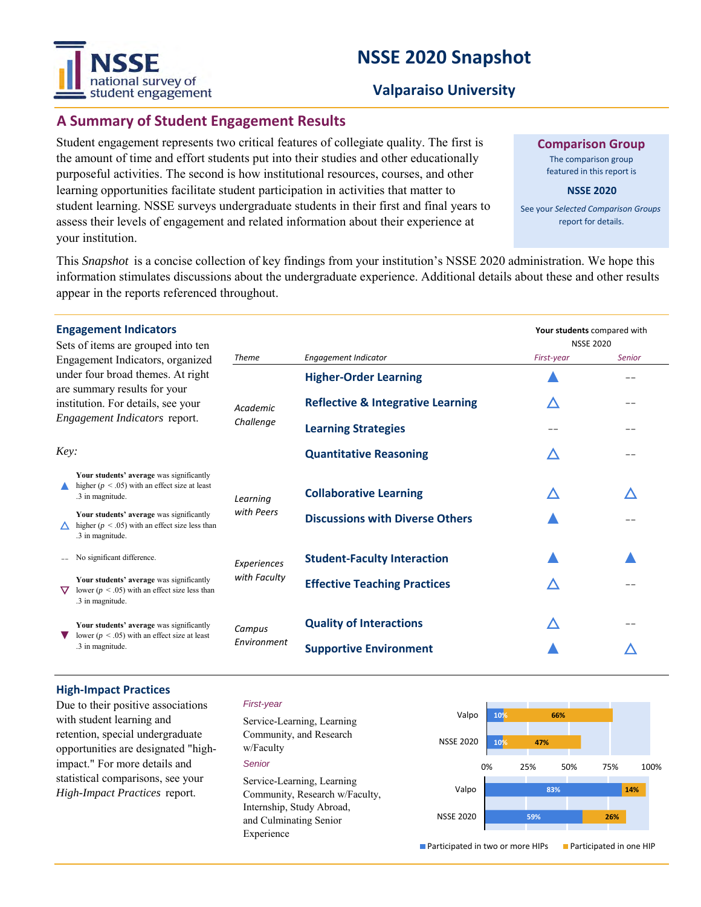# NSSE 2020 Snapshot

## Valparaiso University

## A Summary of Student Engagement Results

Student engagement represents two critical features of collegiate quality. The first is the amount of time and effort students put into their studies and other educationally purposeful activities. The second is how institutional resources, courses, and other learning opportunities facilitate student participation in activities that matter to student learning. NSSE surveys undergraduate students in their first and final years to assess their levels of engagement and related information about their experience at your institution.

**Comparison Group**

The comparison group featured in this report is

**NSSE 2020**

See your *Selected Comparison Groups* report for details.

This *Snapshot* is a concise collection of key findings from your institution's NSSE 2020 administration. We hope this information stimulates discussions about the undergraduate experience. Additional details about these and other results appear in the reports referenced throughout.

### Engagement Indicators

Sets of items are grouped into ten Engagement Indicators, organized under four broad themes. At right are summary results for your institution. For details, see your *Engagement Indicators* report.

*Key:*

- ▲ **Your students' average** was significantly higher ($p < .05$) with an effect size at least .3 in magnitude.
- △ **Your students' average** was significantly higher ($p < .05$) with an effect size less than .3 in magnitude.
- -- No significant difference.
- ▽ **Your students' average** was significantly lower ($p < .05$) with an effect size less than .3 in magnitude.
- ▼ **Your students' average** was significantly lower ($p < .05$) with an effect size at least .3 in magnitude.

**Your students** compared with NSSE 2020

| *Theme* | *Engagement Indicator* | *First-year* | *Senior* |
|---|---|---|---|
| *Academic Challenge* | **Higher-Order Learning** | ▲ | -- |
| | **Reflective & Integrative Learning** | △ | -- |
| | **Learning Strategies** | -- | -- |
| | **Quantitative Reasoning** | △ | -- |
| *Learning with Peers* | **Collaborative Learning** | △ | △ |
| | **Discussions with Diverse Others** | ▲ | -- |
| *Experiences with Faculty* | **Student-Faculty Interaction** | ▲ | ▲ |
| | **Effective Teaching Practices** | △ | -- |
| *Campus Environment* | **Quality of Interactions** | △ | -- |
| | **Supportive Environment** | ▲ | △ |

### High-Impact Practices

Due to their positive associations with student learning and retention, special undergraduate opportunities are designated "high-impact." For more details and statistical comparisons, see your *High-Impact Practices* report.

*First-year*

Service-Learning, Learning Community, and Research w/Faculty

*Senior*

Service-Learning, Learning Community, Research w/Faculty, Internship, Study Abroad, and Culminating Senior Experience

| | | Participated in two or more HIPs | Participated in one HIP |
|---|---|---|---|
| First-year | Valpo | 10% | 66% |
| | NSSE 2020 | 10% | 47% |
| Senior | Valpo | 83% | 14% |
| | NSSE 2020 | 59% | 26% |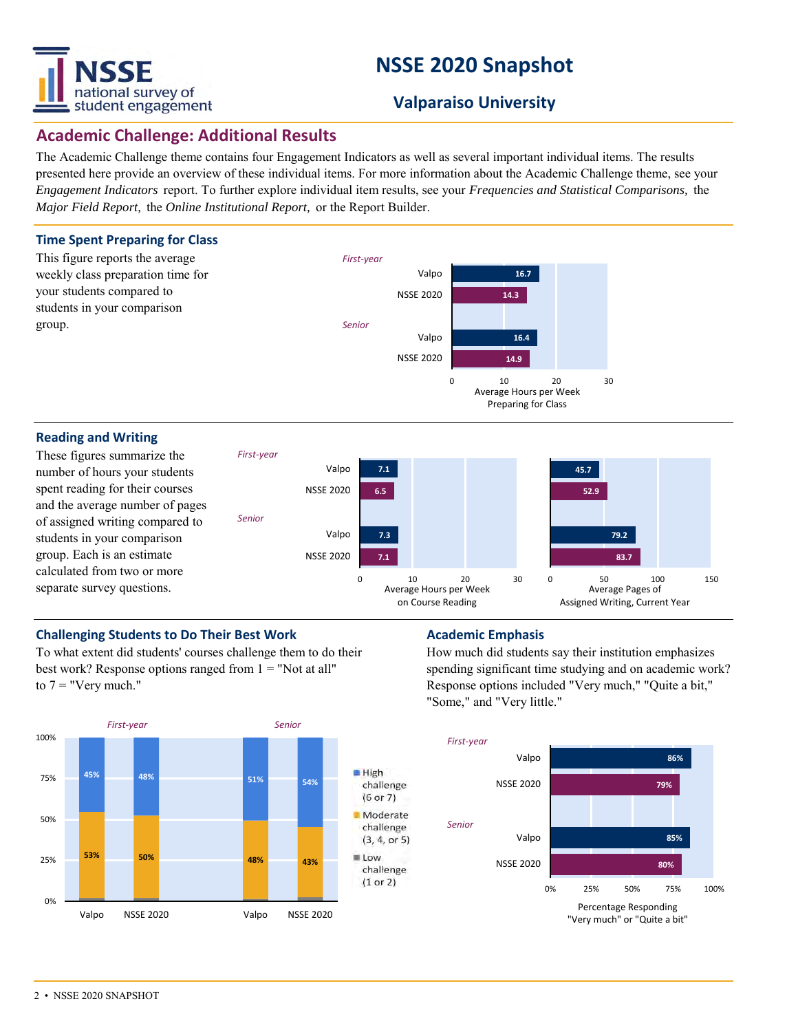# NSSE 2020 Snapshot

## Valparaiso University

## Academic Challenge: Additional Results

The Academic Challenge theme contains four Engagement Indicators as well as several important individual items. The results presented here provide an overview of these individual items. For more information about the Academic Challenge theme, see your *Engagement Indicators* report. To further explore individual item results, see your *Frequencies and Statistical Comparisons,* the *Major Field Report,* the *Online Institutional Report,* or the Report Builder.

### Time Spent Preparing for Class

This figure reports the average weekly class preparation time for your students compared to students in your comparison group.

| | | Average Hours per Week Preparing for Class |
|---|---|---|
| *First-year* | Valpo | 16.7 |
| | NSSE 2020 | 14.3 |
| *Senior* | Valpo | 16.4 |
| | NSSE 2020 | 14.9 |

### Reading and Writing

These figures summarize the number of hours your students spent reading for their courses and the average number of pages of assigned writing compared to students in your comparison group. Each is an estimate calculated from two or more separate survey questions.

| | | Average Hours per Week on Course Reading | Average Pages of Assigned Writing, Current Year |
|---|---|---|---|
| *First-year* | Valpo | 7.1 | 45.7 |
| | NSSE 2020 | 6.5 | 52.9 |
| *Senior* | Valpo | 7.3 | 79.2 |
| | NSSE 2020 | 7.1 | 83.7 |

### Challenging Students to Do Their Best Work

To what extent did students' courses challenge them to do their best work? Response options ranged from 1 = "Not at all" to 7 = "Very much."

| | | High challenge (6 or 7) | Moderate challenge (3, 4, or 5) |
|---|---|---|---|
| *First-year* | Valpo | 45% | 53% |
| | NSSE 2020 | 48% | 50% |
| *Senior* | Valpo | 51% | 48% |
| | NSSE 2020 | 54% | 43% |

Low challenge (1 or 2)

### Academic Emphasis

How much did students say their institution emphasizes spending significant time studying and on academic work? Response options included "Very much," "Quite a bit," "Some," and "Very little."

| | | Percentage Responding "Very much" or "Quite a bit" |
|---|---|---|
| *First-year* | Valpo | 86% |
| | NSSE 2020 | 79% |
| *Senior* | Valpo | 85% |
| | NSSE 2020 | 80% |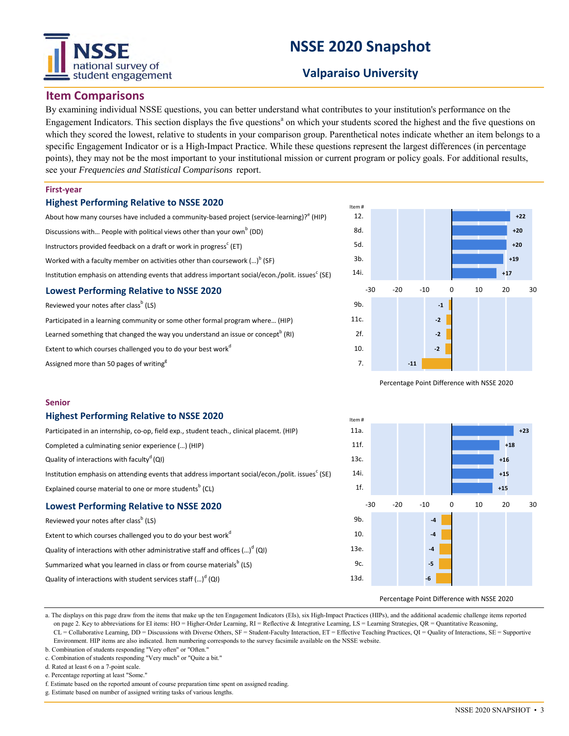# NSSE 2020 Snapshot

## Valparaiso University

## Item Comparisons

By examining individual NSSE questions, you can better understand what contributes to your institution's performance on the Engagement Indicators. This section displays the five questions[a] on which your students scored the highest and the five questions on which they scored the lowest, relative to students in your comparison group. Parenthetical notes indicate whether an item belongs to a specific Engagement Indicator or is a High-Impact Practice. While these questions represent the largest differences (in percentage points), they may not be the most important to your institutional mission or current program or policy goals. For additional results, see your *Frequencies and Statistical Comparisons* report.

### First-year

#### Highest Performing Relative to NSSE 2020

| Item | Item # | Percentage Point Difference with NSSE 2020 |
|---|---|---|
| About how many courses have included a community-based project (service-learning)?[e] (HIP) | 12. | +22 |
| Discussions with... People with political views other than your own[b] (DD) | 8d. | +20 |
| Instructors provided feedback on a draft or work in progress[c] (ET) | 5d. | +20 |
| Worked with a faculty member on activities other than coursework (...)[b] (SF) | 3b. | +19 |
| Institution emphasis on attending events that address important social/econ./polit. issues[c] (SE) | 14i. | +17 |

#### Lowest Performing Relative to NSSE 2020

| Item | Item # | Percentage Point Difference with NSSE 2020 |
|---|---|---|
| Reviewed your notes after class[b] (LS) | 9b. | -1 |
| Participated in a learning community or some other formal program where... (HIP) | 11c. | -2 |
| Learned something that changed the way you understand an issue or concept[b] (RI) | 2f. | -2 |
| Extent to which courses challenged you to do your best work[d] | 10. | -2 |
| Assigned more than 50 pages of writing[g] | 7. | -11 |

Percentage Point Difference with NSSE 2020

### Senior

#### Highest Performing Relative to NSSE 2020

| Item | Item # | Percentage Point Difference with NSSE 2020 |
|---|---|---|
| Participated in an internship, co-op, field exp., student teach., clinical placemt. (HIP) | 11a. | +23 |
| Completed a culminating senior experience (...) (HIP) | 11f. | +18 |
| Quality of interactions with faculty[d] (QI) | 13c. | +16 |
| Institution emphasis on attending events that address important social/econ./polit. issues[c] (SE) | 14i. | +15 |
| Explained course material to one or more students[b] (CL) | 1f. | +15 |

#### Lowest Performing Relative to NSSE 2020

| Item | Item # | Percentage Point Difference with NSSE 2020 |
|---|---|---|
| Reviewed your notes after class[b] (LS) | 9b. | -4 |
| Extent to which courses challenged you to do your best work[d] | 10. | -4 |
| Quality of interactions with other administrative staff and offices (...)[d] (QI) | 13e. | -4 |
| Summarized what you learned in class or from course materials[b] (LS) | 9c. | -5 |
| Quality of interactions with student services staff (...)[d] (QI) | 13d. | -6 |

Percentage Point Difference with NSSE 2020

a. The displays on this page draw from the items that make up the ten Engagement Indicators (EIs), six High-Impact Practices (HIPs), and the additional academic challenge items reported on page 2. Key to abbreviations for EI items: HO = Higher-Order Learning, RI = Reflective & Integrative Learning, LS = Learning Strategies, QR = Quantitative Reasoning, CL = Collaborative Learning, DD = Discussions with Diverse Others, SF = Student-Faculty Interaction, ET = Effective Teaching Practices, QI = Quality of Interactions, SE = Supportive Environment. HIP items are also indicated. Item numbering corresponds to the survey facsimile available on the NSSE website.

b. Combination of students responding "Very often" or "Often."

c. Combination of students responding "Very much" or "Quite a bit."

d. Rated at least 6 on a 7-point scale.

e. Percentage reporting at least "Some."

f. Estimate based on the reported amount of course preparation time spent on assigned reading.

g. Estimate based on number of assigned writing tasks of various lengths.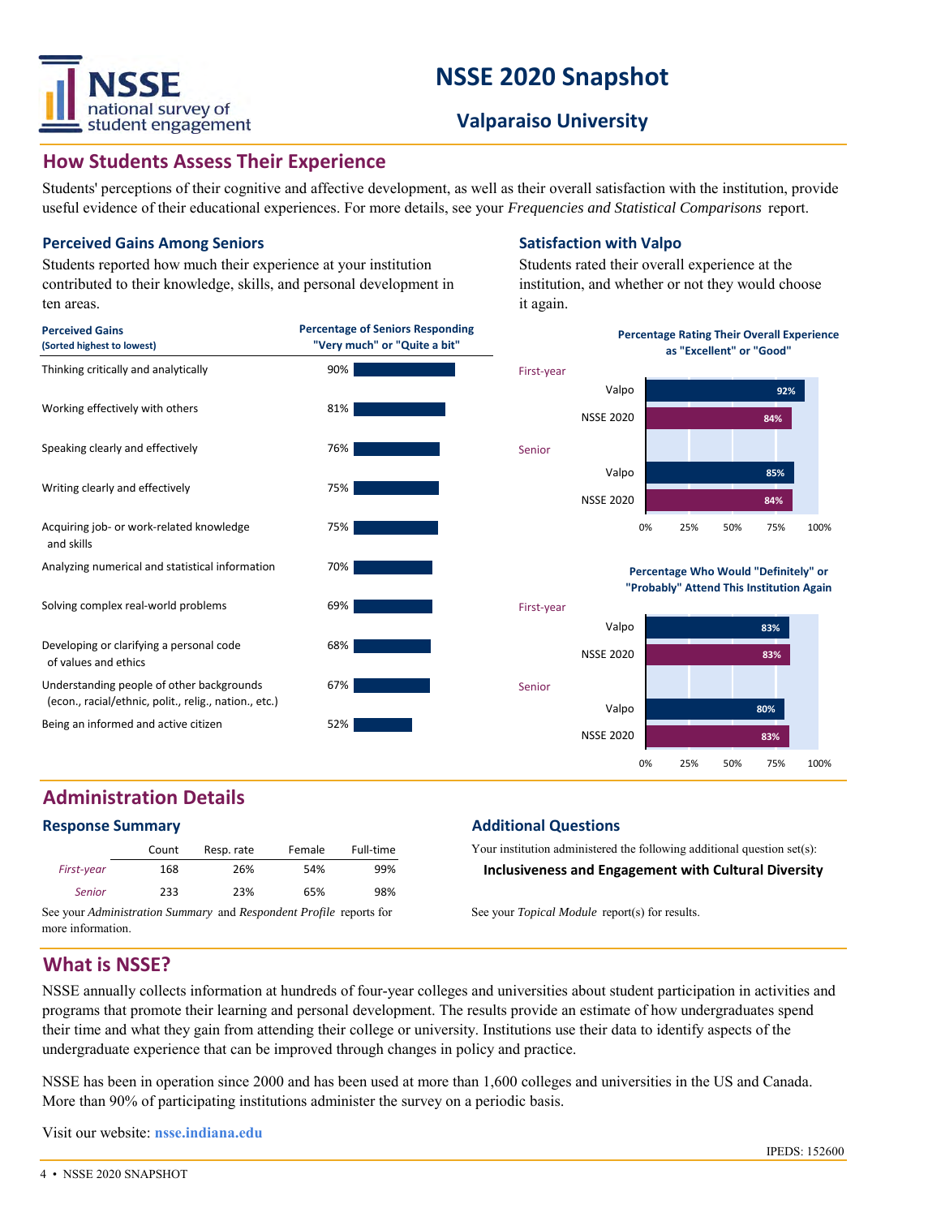# NSSE 2020 Snapshot

## Valparaiso University

## How Students Assess Their Experience

Students' perceptions of their cognitive and affective development, as well as their overall satisfaction with the institution, provide useful evidence of their educational experiences. For more details, see your *Frequencies and Statistical Comparisons* report.

### Perceived Gains Among Seniors

Students reported how much their experience at your institution contributed to their knowledge, skills, and personal development in ten areas.

Perceived Gains (Sorted highest to lowest)

Percentage of Seniors Responding "Very much" or "Quite a bit"

Thinking critically and analytically 90%
Working effectively with others 81%
Speaking clearly and effectively 76%
Writing clearly and effectively 75%
Acquiring job- or work-related knowledge and skills 75%
Analyzing numerical and statistical information 70%
Solving complex real-world problems 69%
Developing or clarifying a personal code of values and ethics 68%
Understanding people of other backgrounds (econ., racial/ethnic, polit., relig., nation., etc.) 67%
Being an informed and active citizen 52%

### Satisfaction with Valpo

Students rated their overall experience at the institution, and whether or not they would choose it again.

Percentage Rating Their Overall Experience as "Excellent" or "Good"

First-year
Valpo 92%
NSSE 2020 84%
Senior
Valpo 85%
NSSE 2020 84%

0% 25% 50% 75% 100%

Percentage Who Would "Definitely" or "Probably" Attend This Institution Again

First-year
Valpo 83%
NSSE 2020 83%
Senior
Valpo 80%
NSSE 2020 83%

0% 25% 50% 75% 100%

## Administration Details

### Response Summary

| | Count | Resp. rate | Female | Full-time |
|---|---|---|---|---|
| *First-year* | 168 | 26% | 54% | 99% |
| *Senior* | 233 | 23% | 65% | 98% |

See your *Administration Summary* and *Respondent Profile* reports for more information.

### Additional Questions

Your institution administered the following additional question set(s):

**Inclusiveness and Engagement with Cultural Diversity**

See your *Topical Module* report(s) for results.

## What is NSSE?

NSSE annually collects information at hundreds of four-year colleges and universities about student participation in activities and programs that promote their learning and personal development. The results provide an estimate of how undergraduates spend their time and what they gain from attending their college or university. Institutions use their data to identify aspects of the undergraduate experience that can be improved through changes in policy and practice.

NSSE has been in operation since 2000 and has been used at more than 1,600 colleges and universities in the US and Canada. More than 90% of participating institutions administer the survey on a periodic basis.

Visit our website: **nsse.indiana.edu**

IPEDS: 152600